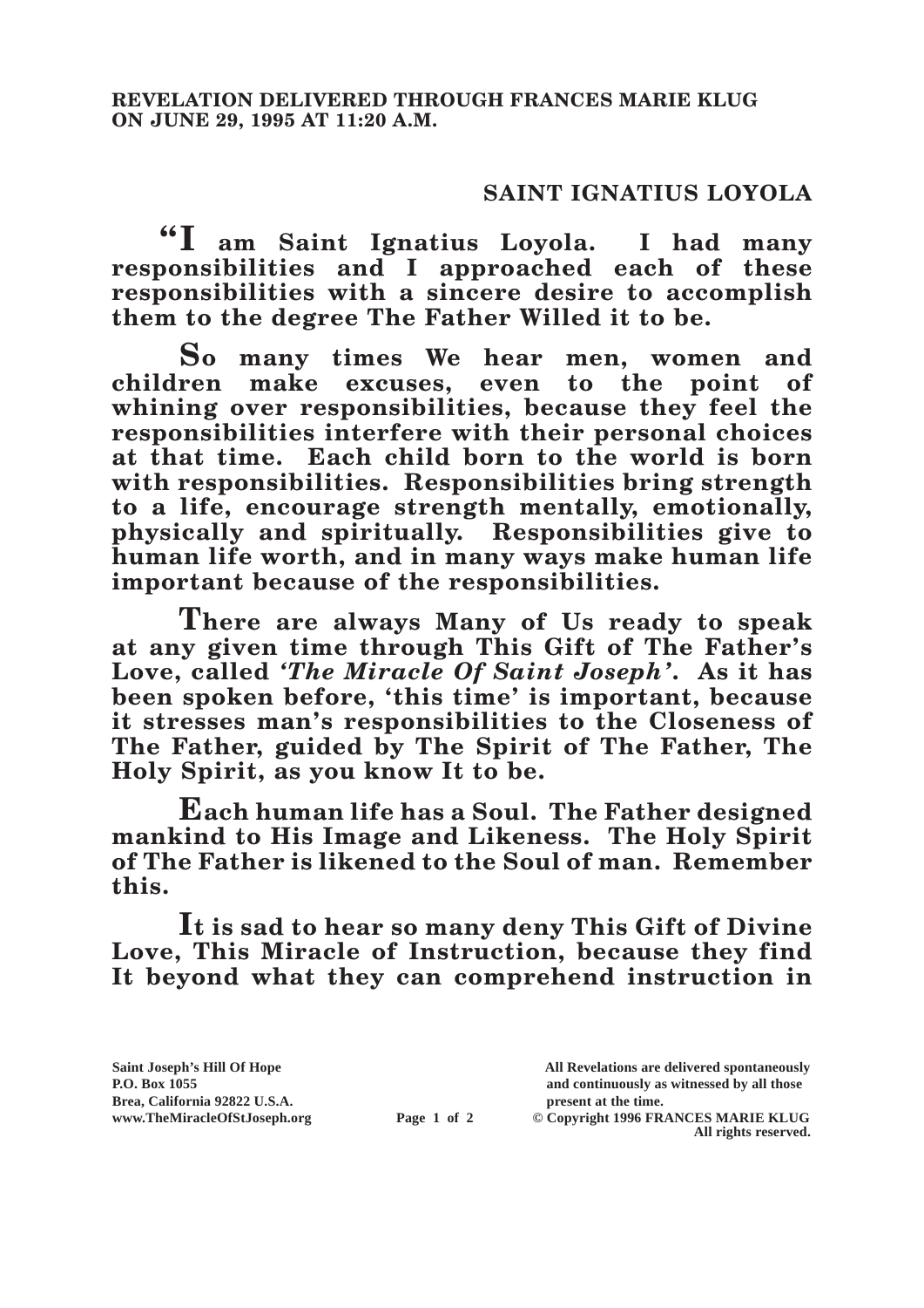**REVELATION DELIVERED THROUGH FRANCES MARIE KLUG ON JUNE 29, 1995 AT 11:20 A.M.**

## SAINT IGNATIUS LOYOLA

**"I am Saint Ignatius Loyola. I had many responsibilities and I approached each of these responsibilities with a sincere desire to accomplish them to the degree The Father Willed it to be.**

**So many times We hear men, women and children make excuses, even to the point of whining over responsibilities, because they feel the responsibilities interfere with their personal choices at that time. Each child born to the world is born with responsibilities. Responsibilities bring strength to a life, encourage strength mentally, emotionally, physically and spiritually. Responsibilities give to human life worth, and in many ways make human life important because of the responsibilities.**

**There are always Many of Us ready to speak at any given time through This Gift of The Father's Love, called *'The Miracle Of Saint Joseph'*. As it has been spoken before, 'this time' is important, because it stresses man's responsibilities to the Closeness of The Father, guided by The Spirit of The Father, The Holy Spirit, as you know It to be.**

**Each human life has a Soul. The Father designed mankind to His Image and Likeness. The Holy Spirit of The Father is likened to the Soul of man. Remember this.**

**It is sad to hear so many deny This Gift of Divine Love, This Miracle of Instruction, because they find It beyond what they can comprehend instruction in**

Saint Joseph's Hill Of Hope
P.O. Box 1055
Brea, California 92822 U.S.A.
www.TheMiracleOfStJoseph.org

All Revelations are delivered spontaneously and continuously as witnessed by all those present at the time.
© Copyright 1996 FRANCES MARIE KLUG
All rights reserved.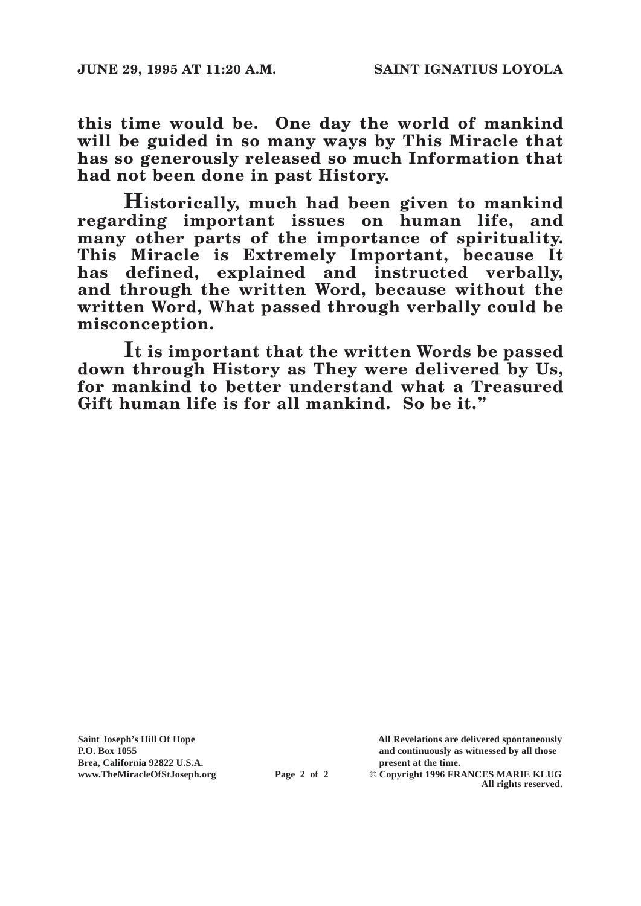**this time would be. One day the world of mankind will be guided in so many ways by This Miracle that has so generously released so much Information that had not been done in past History.**

**Historically, much had been given to mankind regarding important issues on human life, and many other parts of the importance of spirituality. This Miracle is Extremely Important, because It has defined, explained and instructed verbally, and through the written Word, because without the written Word, What passed through verbally could be misconception.**

**It is important that the written Words be passed down through History as They were delivered by Us, for mankind to better understand what a Treasured Gift human life is for all mankind. So be it."**

**Saint Joseph's Hill Of Hope**
**P.O. Box 1055**
**Brea, California 92822 U.S.A.**
**www.TheMiracleOfStJoseph.org**

**All Revelations are delivered spontaneously and continuously as witnessed by all those present at the time.**
**© Copyright 1996 FRANCES MARIE KLUG**
**All rights reserved.**